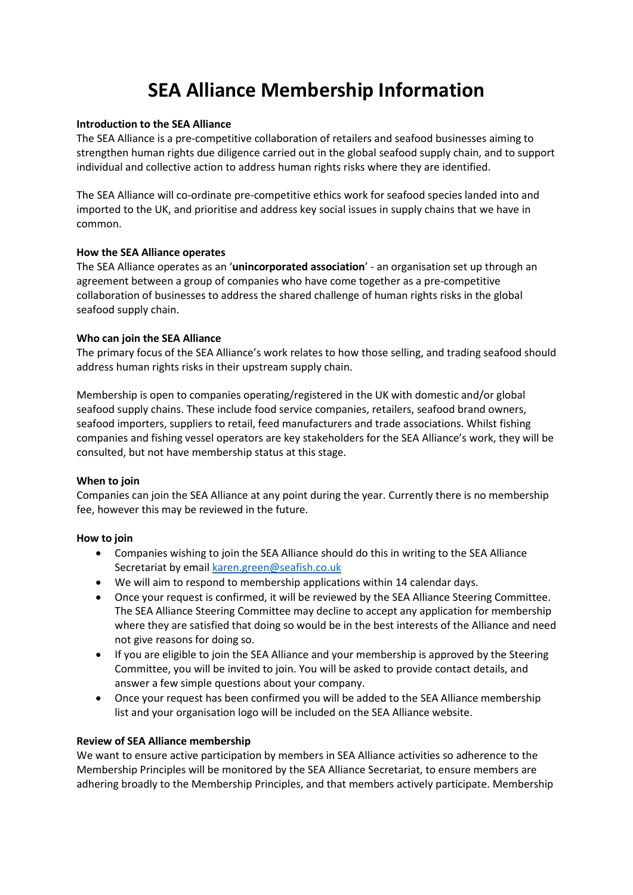# SEA Alliance Membership Information

**Introduction to the SEA Alliance**

The SEA Alliance is a pre-competitive collaboration of retailers and seafood businesses aiming to strengthen human rights due diligence carried out in the global seafood supply chain, and to support individual and collective action to address human rights risks where they are identified.

The SEA Alliance will co-ordinate pre-competitive ethics work for seafood species landed into and imported to the UK, and prioritise and address key social issues in supply chains that we have in common.

**How the SEA Alliance operates**

The SEA Alliance operates as an '**unincorporated association**' - an organisation set up through an agreement between a group of companies who have come together as a pre-competitive collaboration of businesses to address the shared challenge of human rights risks in the global seafood supply chain.

**Who can join the SEA Alliance**

The primary focus of the SEA Alliance's work relates to how those selling, and trading seafood should address human rights risks in their upstream supply chain.

Membership is open to companies operating/registered in the UK with domestic and/or global seafood supply chains. These include food service companies, retailers, seafood brand owners, seafood importers, suppliers to retail, feed manufacturers and trade associations. Whilst fishing companies and fishing vessel operators are key stakeholders for the SEA Alliance's work, they will be consulted, but not have membership status at this stage.

**When to join**

Companies can join the SEA Alliance at any point during the year. Currently there is no membership fee, however this may be reviewed in the future.

**How to join**

- Companies wishing to join the SEA Alliance should do this in writing to the SEA Alliance Secretariat by email [karen.green@seafish.co.uk](mailto:karen.green@seafish.co.uk)
- We will aim to respond to membership applications within 14 calendar days.
- Once your request is confirmed, it will be reviewed by the SEA Alliance Steering Committee. The SEA Alliance Steering Committee may decline to accept any application for membership where they are satisfied that doing so would be in the best interests of the Alliance and need not give reasons for doing so.
- If you are eligible to join the SEA Alliance and your membership is approved by the Steering Committee, you will be invited to join. You will be asked to provide contact details, and answer a few simple questions about your company.
- Once your request has been confirmed you will be added to the SEA Alliance membership list and your organisation logo will be included on the SEA Alliance website.

**Review of SEA Alliance membership**

We want to ensure active participation by members in SEA Alliance activities so adherence to the Membership Principles will be monitored by the SEA Alliance Secretariat, to ensure members are adhering broadly to the Membership Principles, and that members actively participate. Membership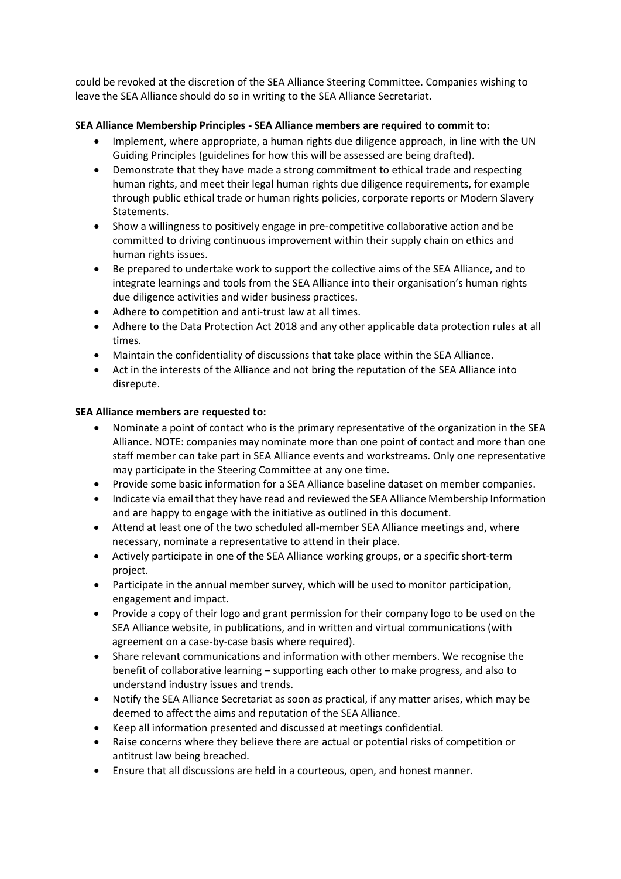could be revoked at the discretion of the SEA Alliance Steering Committee. Companies wishing to leave the SEA Alliance should do so in writing to the SEA Alliance Secretariat.

**SEA Alliance Membership Principles - SEA Alliance members are required to commit to:**

- Implement, where appropriate, a human rights due diligence approach, in line with the UN Guiding Principles (guidelines for how this will be assessed are being drafted).
- Demonstrate that they have made a strong commitment to ethical trade and respecting human rights, and meet their legal human rights due diligence requirements, for example through public ethical trade or human rights policies, corporate reports or Modern Slavery Statements.
- Show a willingness to positively engage in pre-competitive collaborative action and be committed to driving continuous improvement within their supply chain on ethics and human rights issues.
- Be prepared to undertake work to support the collective aims of the SEA Alliance, and to integrate learnings and tools from the SEA Alliance into their organisation's human rights due diligence activities and wider business practices.
- Adhere to competition and anti-trust law at all times.
- Adhere to the Data Protection Act 2018 and any other applicable data protection rules at all times.
- Maintain the confidentiality of discussions that take place within the SEA Alliance.
- Act in the interests of the Alliance and not bring the reputation of the SEA Alliance into disrepute.

**SEA Alliance members are requested to:**

- Nominate a point of contact who is the primary representative of the organization in the SEA Alliance. NOTE: companies may nominate more than one point of contact and more than one staff member can take part in SEA Alliance events and workstreams. Only one representative may participate in the Steering Committee at any one time.
- Provide some basic information for a SEA Alliance baseline dataset on member companies.
- Indicate via email that they have read and reviewed the SEA Alliance Membership Information and are happy to engage with the initiative as outlined in this document.
- Attend at least one of the two scheduled all-member SEA Alliance meetings and, where necessary, nominate a representative to attend in their place.
- Actively participate in one of the SEA Alliance working groups, or a specific short-term project.
- Participate in the annual member survey, which will be used to monitor participation, engagement and impact.
- Provide a copy of their logo and grant permission for their company logo to be used on the SEA Alliance website, in publications, and in written and virtual communications (with agreement on a case-by-case basis where required).
- Share relevant communications and information with other members. We recognise the benefit of collaborative learning – supporting each other to make progress, and also to understand industry issues and trends.
- Notify the SEA Alliance Secretariat as soon as practical, if any matter arises, which may be deemed to affect the aims and reputation of the SEA Alliance.
- Keep all information presented and discussed at meetings confidential.
- Raise concerns where they believe there are actual or potential risks of competition or antitrust law being breached.
- Ensure that all discussions are held in a courteous, open, and honest manner.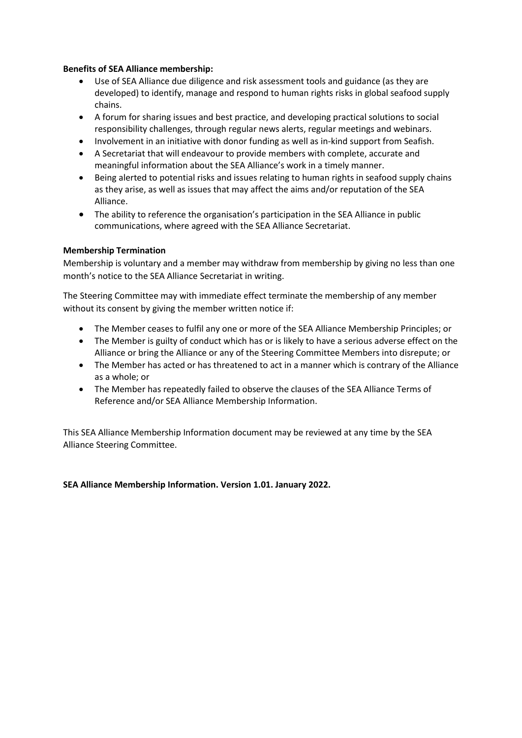**Benefits of SEA Alliance membership:**

- Use of SEA Alliance due diligence and risk assessment tools and guidance (as they are developed) to identify, manage and respond to human rights risks in global seafood supply chains.
- A forum for sharing issues and best practice, and developing practical solutions to social responsibility challenges, through regular news alerts, regular meetings and webinars.
- Involvement in an initiative with donor funding as well as in-kind support from Seafish.
- A Secretariat that will endeavour to provide members with complete, accurate and meaningful information about the SEA Alliance's work in a timely manner.
- Being alerted to potential risks and issues relating to human rights in seafood supply chains as they arise, as well as issues that may affect the aims and/or reputation of the SEA Alliance.
- The ability to reference the organisation's participation in the SEA Alliance in public communications, where agreed with the SEA Alliance Secretariat.

**Membership Termination**

Membership is voluntary and a member may withdraw from membership by giving no less than one month's notice to the SEA Alliance Secretariat in writing.

The Steering Committee may with immediate effect terminate the membership of any member without its consent by giving the member written notice if:

- The Member ceases to fulfil any one or more of the SEA Alliance Membership Principles; or
- The Member is guilty of conduct which has or is likely to have a serious adverse effect on the Alliance or bring the Alliance or any of the Steering Committee Members into disrepute; or
- The Member has acted or has threatened to act in a manner which is contrary of the Alliance as a whole; or
- The Member has repeatedly failed to observe the clauses of the SEA Alliance Terms of Reference and/or SEA Alliance Membership Information.

This SEA Alliance Membership Information document may be reviewed at any time by the SEA Alliance Steering Committee.

**SEA Alliance Membership Information. Version 1.01. January 2022.**